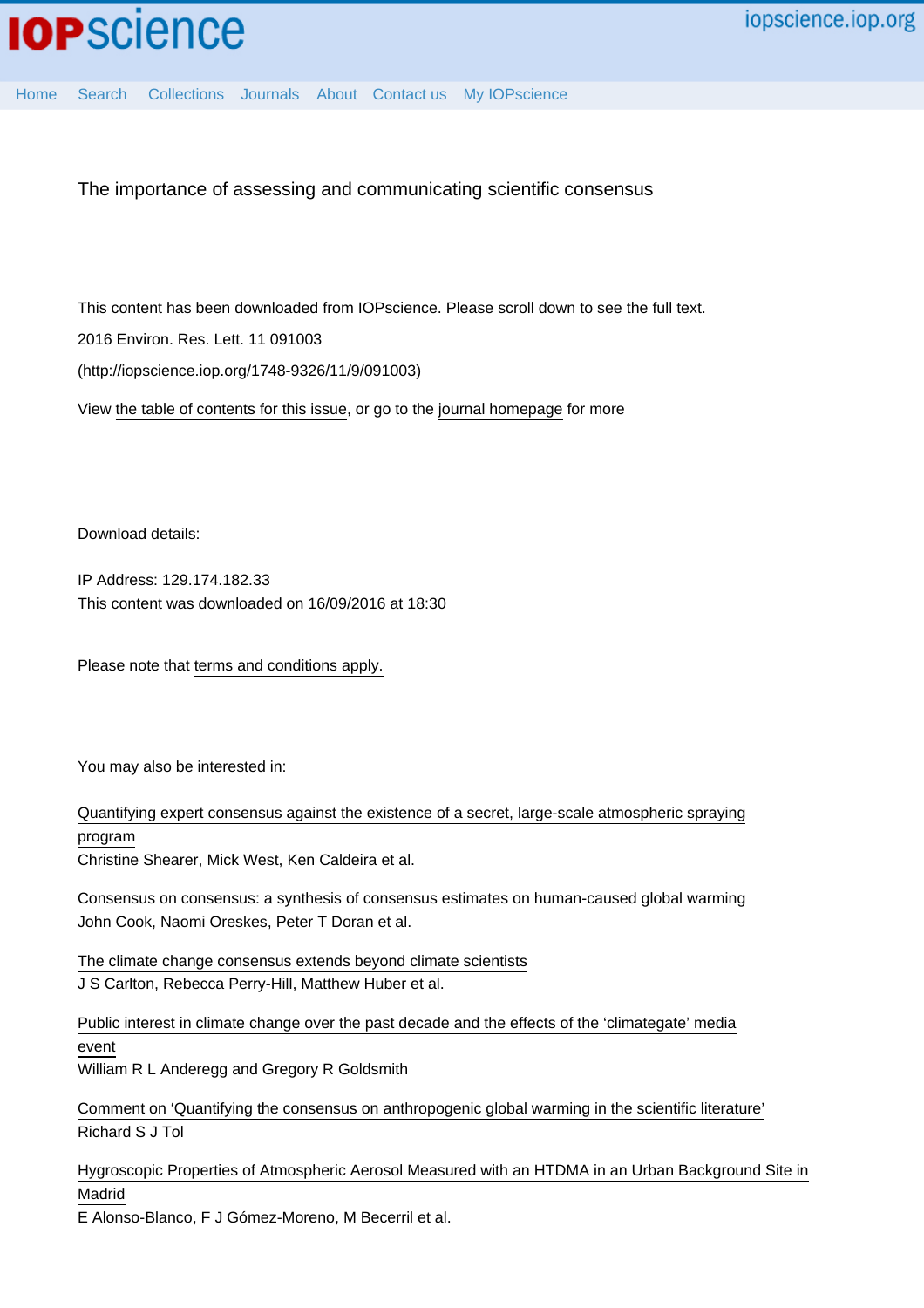# The importance of assessing and communicating scientific consensus

This content has been downloaded from IOPscience. Please scroll down to see the full text.

2016 Environ. Res. Lett. 11 091003

(http://iopscience.iop.org/1748-9326/11/9/091003)

View the table of contents for this issue, or go to the journal homepage for more

Download details:

IP Address: 129.174.182.33

This content was downloaded on 16/09/2016 at 18:30

Please note that terms and conditions apply.

You may also be interested in:

Quantifying expert consensus against the existence of a secret, large-scale atmospheric spraying program

Christine Shearer, Mick West, Ken Caldeira et al.

Consensus on consensus: a synthesis of consensus estimates on human-caused global warming

John Cook, Naomi Oreskes, Peter T Doran et al.

The climate change consensus extends beyond climate scientists

J S Carlton, Rebecca Perry-Hill, Matthew Huber et al.

Public interest in climate change over the past decade and the effects of the 'climategate' media event

William R L Anderegg and Gregory R Goldsmith

Comment on 'Quantifying the consensus on anthropogenic global warming in the scientific literature'

Richard S J Tol

Hygroscopic Properties of Atmospheric Aerosol Measured with an HTDMA in an Urban Background Site in Madrid

E Alonso-Blanco, F J Gómez-Moreno, M Becerril et al.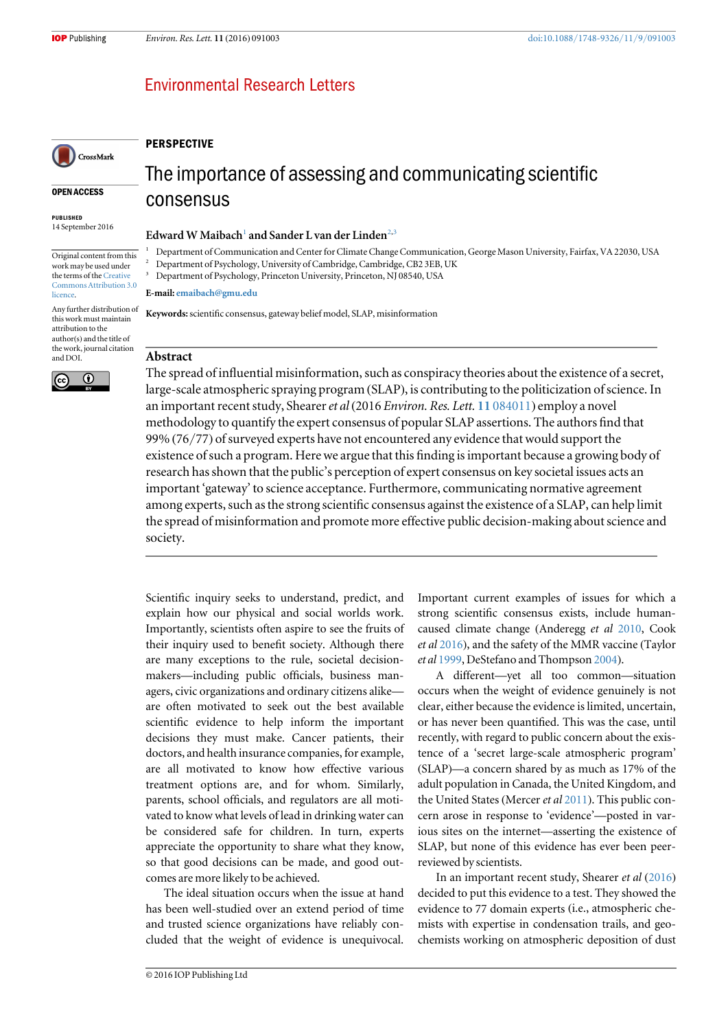Environmental Research Letters

**PERSPECTIVE**

OPEN ACCESS

PUBLISHED
14 September 2016

Original content from this work may be used under the terms of the Creative Commons Attribution 3.0 licence.

Any further distribution of this work must maintain attribution to the author(s) and the title of the work, journal citation and DOI.

# The importance of assessing and communicating scientific consensus

**Edward W Maibach**[1] **and Sander L van der Linden**[2,3]

[1] Department of Communication and Center for Climate Change Communication, George Mason University, Fairfax, VA 22030, USA
[2] Department of Psychology, University of Cambridge, Cambridge, CB2 3EB, UK
[3] Department of Psychology, Princeton University, Princeton, NJ 08540, USA

**E-mail:** emaibach@gmu.edu

**Keywords:** scientific consensus, gateway belief model, SLAP, misinformation

## Abstract

The spread of influential misinformation, such as conspiracy theories about the existence of a secret, large-scale atmospheric spraying program (SLAP), is contributing to the politicization of science. In an important recent study, Shearer *et al* (2016 *Environ. Res. Lett.* **11** 084011) employ a novel methodology to quantify the expert consensus of popular SLAP assertions. The authors find that 99% (76/77) of surveyed experts have not encountered any evidence that would support the existence of such a program. Here we argue that this finding is important because a growing body of research has shown that the public's perception of expert consensus on key societal issues acts an important 'gateway' to science acceptance. Furthermore, communicating normative agreement among experts, such as the strong scientific consensus against the existence of a SLAP, can help limit the spread of misinformation and promote more effective public decision-making about science and society.

Scientific inquiry seeks to understand, predict, and explain how our physical and social worlds work. Importantly, scientists often aspire to see the fruits of their inquiry used to benefit society. Although there are many exceptions to the rule, societal decision-makers—including public officials, business managers, civic organizations and ordinary citizens alike—are often motivated to seek out the best available scientific evidence to help inform the important decisions they must make. Cancer patients, their doctors, and health insurance companies, for example, are all motivated to know how effective various treatment options are, and for whom. Similarly, parents, school officials, and regulators are all motivated to know what levels of lead in drinking water can be considered safe for children. In turn, experts appreciate the opportunity to share what they know, so that good decisions can be made, and good outcomes are more likely to be achieved.

The ideal situation occurs when the issue at hand has been well-studied over an extend period of time and trusted science organizations have reliably concluded that the weight of evidence is unequivocal. Important current examples of issues for which a strong scientific consensus exists, include human-caused climate change (Anderegg *et al* 2010, Cook *et al* 2016), and the safety of the MMR vaccine (Taylor *et al* 1999, DeStefano and Thompson 2004).

A different—yet all too common—situation occurs when the weight of evidence genuinely is not clear, either because the evidence is limited, uncertain, or has never been quantified. This was the case, until recently, with regard to public concern about the existence of a 'secret large-scale atmospheric program' (SLAP)—a concern shared by as much as 17% of the adult population in Canada, the United Kingdom, and the United States (Mercer *et al* 2011). This public concern arose in response to 'evidence'—posted in various sites on the internet—asserting the existence of SLAP, but none of this evidence has ever been peer-reviewed by scientists.

In an important recent study, Shearer *et al* (2016) decided to put this evidence to a test. They showed the evidence to 77 domain experts (i.e., atmospheric chemists with expertise in condensation trails, and geochemists working on atmospheric deposition of dust

© 2016 IOP Publishing Ltd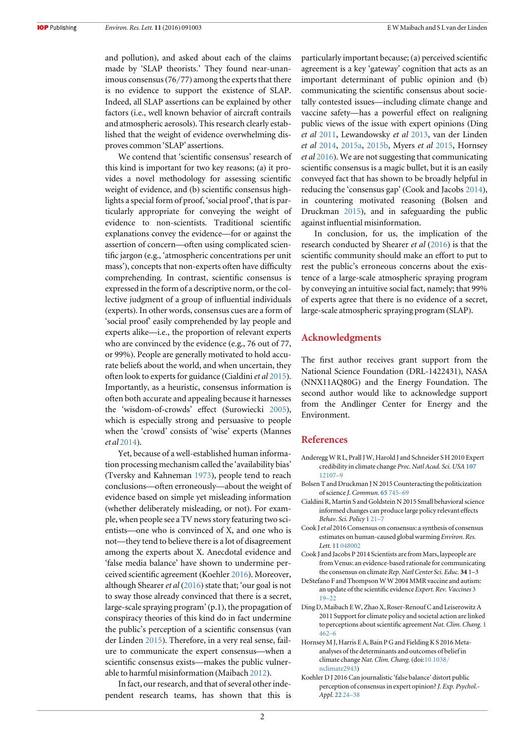and pollution), and asked about each of the claims made by 'SLAP theorists.' They found near-unanimous consensus (76/77) among the experts that there is no evidence to support the existence of SLAP. Indeed, all SLAP assertions can be explained by other factors (i.e., well known behavior of aircraft contrails and atmospheric aerosols). This research clearly established that the weight of evidence overwhelming disproves common 'SLAP' assertions.

We contend that 'scientific consensus' research of this kind is important for two key reasons; (a) it provides a novel methodology for assessing scientific weight of evidence, and (b) scientific consensus highlights a special form of proof, 'social proof', that is particularly appropriate for conveying the weight of evidence to non-scientists. Traditional scientific explanations convey the evidence—for or against the assertion of concern—often using complicated scientific jargon (e.g., 'atmospheric concentrations per unit mass'), concepts that non-experts often have difficulty comprehending. In contrast, scientific consensus is expressed in the form of a descriptive norm, or the collective judgment of a group of influential individuals (experts). In other words, consensus cues are a form of 'social proof' easily comprehended by lay people and experts alike—i.e., the proportion of relevant experts who are convinced by the evidence (e.g., 76 out of 77, or 99%). People are generally motivated to hold accurate beliefs about the world, and when uncertain, they often look to experts for guidance (Cialdini *et al* 2015). Importantly, as a heuristic, consensus information is often both accurate and appealing because it harnesses the 'wisdom-of-crowds' effect (Surowiecki 2005), which is especially strong and persuasive to people when the 'crowd' consists of 'wise' experts (Mannes *et al* 2014).

Yet, because of a well-established human information processing mechanism called the 'availability bias' (Tversky and Kahneman 1973), people tend to reach conclusions—often erroneously—about the weight of evidence based on simple yet misleading information (whether deliberately misleading, or not). For example, when people see a TV news story featuring two scientists—one who is convinced of X, and one who is not—they tend to believe there is a lot of disagreement among the experts about X. Anecdotal evidence and 'false media balance' have shown to undermine perceived scientific agreement (Koehler 2016). Moreover, although Shearer *et al* (2016) state that; 'our goal is not to sway those already convinced that there is a secret, large-scale spraying program' (p.1), the propagation of conspiracy theories of this kind do in fact undermine the public's perception of a scientific consensus (van der Linden 2015). Therefore, in a very real sense, failure to communicate the expert consensus—when a scientific consensus exists—makes the public vulnerable to harmful misinformation (Maibach 2012).

In fact, our research, and that of several other independent research teams, has shown that this is particularly important because; (a) perceived scientific agreement is a key 'gateway' cognition that acts as an important determinant of public opinion and (b) communicating the scientific consensus about societally contested issues—including climate change and vaccine safety—has a powerful effect on realigning public views of the issue with expert opinions (Ding *et al* 2011, Lewandowsky *et al* 2013, van der Linden *et al* 2014, 2015a, 2015b, Myers *et al* 2015, Hornsey *et al* 2016). We are not suggesting that communicating scientific consensus is a magic bullet, but it is an easily conveyed fact that has shown to be broadly helpful in reducing the 'consensus gap' (Cook and Jacobs 2014), in countering motivated reasoning (Bolsen and Druckman 2015), and in safeguarding the public against influential misinformation.

In conclusion, for us, the implication of the research conducted by Shearer *et al* (2016) is that the scientific community should make an effort to put to rest the public's erroneous concerns about the existence of a large-scale atmospheric spraying program by conveying an intuitive social fact, namely; that 99% of experts agree that there is no evidence of a secret, large-scale atmospheric spraying program (SLAP).

## Acknowledgments

The first author receives grant support from the National Science Foundation (DRL-1422431), NASA (NNX11AQ80G) and the Energy Foundation. The second author would like to acknowledge support from the Andlinger Center for Energy and the Environment.

## References

Anderegg W R L, Prall J W, Harold J and Schneider S H 2010 Expert credibility in climate change *Proc. Natl Acad. Sci. USA* **107** 12107–9

Bolsen T and Druckman J N 2015 Counteracting the politicization of science *J. Commun.* **65** 745–69

Cialdini R, Martin S and Goldstein N 2015 Small behavioral science informed changes can produce large policy relevant effects *Behav. Sci. Policy* **1** 21–7

Cook J *et al* 2016 Consensus on consensus: a synthesis of consensus estimates on human-caused global warming *Environ. Res. Lett.* **11** 048002

Cook J and Jacobs P 2014 Scientists are from Mars, laypeople are from Venus: an evidence-based rationale for communicating the consensus on climate *Rep. Natl Center Sci. Educ.* **34** 1–3

DeStefano F and Thompson W W 2004 MMR vaccine and autism: an update of the scientific evidence *Expert. Rev. Vaccines* **3** 19–22

Ding D, Maibach E W, Zhao X, Roser-Renouf C and Leiserowitz A 2011 Support for climate policy and societal action are linked to perceptions about scientific agreement *Nat. Clim. Chang.* **1** 462–6

Hornsey M J, Harris E A, Bain P G and Fielding K S 2016 Meta-analyses of the determinants and outcomes of belief in climate change *Nat. Clim. Chang.* (doi:10.1038/nclimate2943)

Koehler D J 2016 Can journalistic 'false balance' distort public perception of consensus in expert opinion? *J. Exp. Psychol.-Appl.* **22** 24–38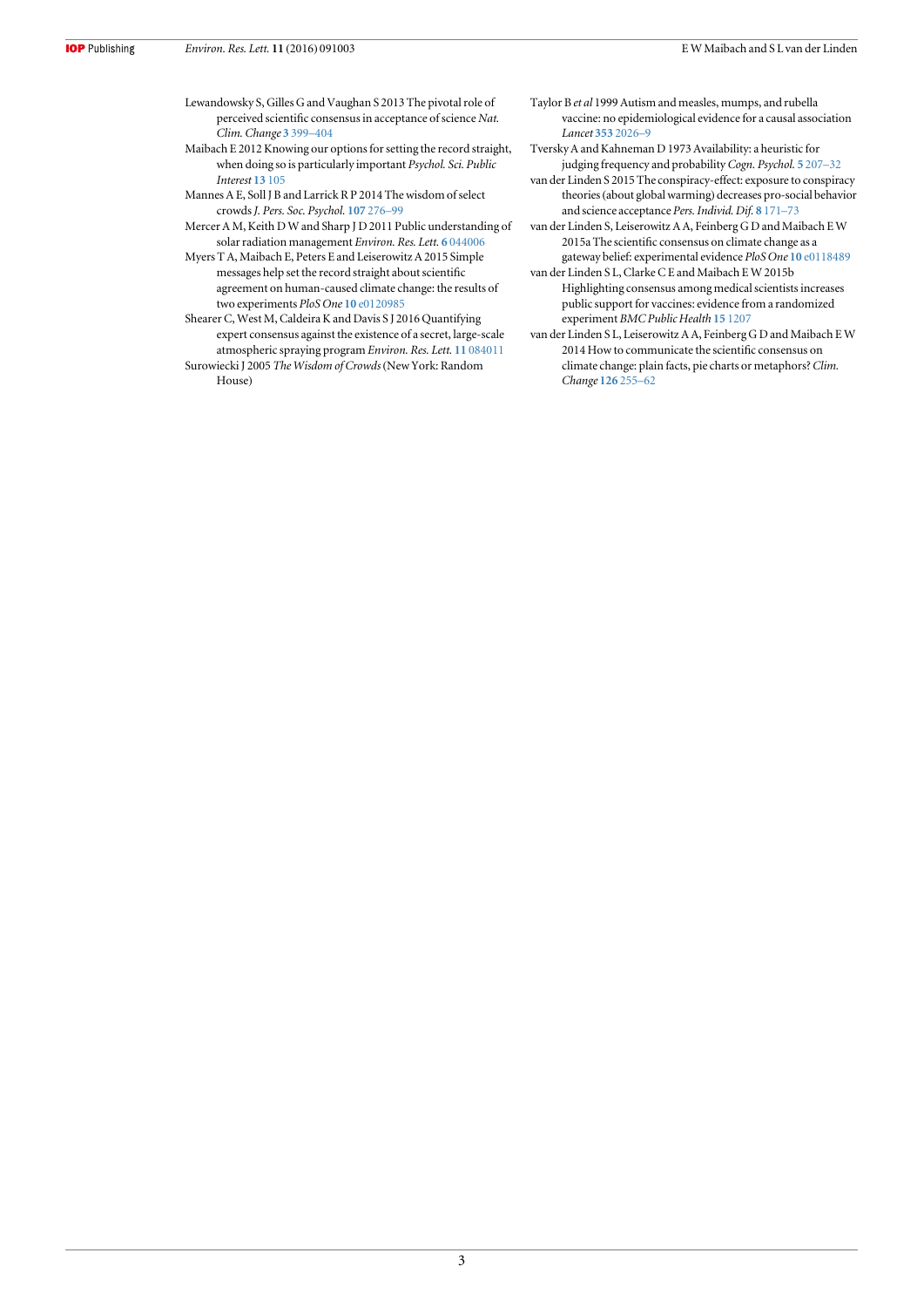Lewandowsky S, Gilles G and Vaughan S 2013 The pivotal role of perceived scientific consensus in acceptance of science *Nat. Clim. Change* **3** 399–404

Maibach E 2012 Knowing our options for setting the record straight, when doing so is particularly important *Psychol. Sci. Public Interest* **13** 105

Mannes A E, Soll J B and Larrick R P 2014 The wisdom of select crowds *J. Pers. Soc. Psychol.* **107** 276–99

Mercer A M, Keith D W and Sharp J D 2011 Public understanding of solar radiation management *Environ. Res. Lett.* **6** 044006

Myers T A, Maibach E, Peters E and Leiserowitz A 2015 Simple messages help set the record straight about scientific agreement on human-caused climate change: the results of two experiments *PloS One* **10** e0120985

Shearer C, West M, Caldeira K and Davis S J 2016 Quantifying expert consensus against the existence of a secret, large-scale atmospheric spraying program *Environ. Res. Lett.* **11** 084011

Surowiecki J 2005 *The Wisdom of Crowds* (New York: Random House)

Taylor B *et al* 1999 Autism and measles, mumps, and rubella vaccine: no epidemiological evidence for a causal association *Lancet* **353** 2026–9

Tversky A and Kahneman D 1973 Availability: a heuristic for judging frequency and probability *Cogn. Psychol.* **5** 207–32

van der Linden S 2015 The conspiracy-effect: exposure to conspiracy theories (about global warming) decreases pro-social behavior and science acceptance *Pers. Individ. Dif.* **8** 171–73

van der Linden S, Leiserowitz A A, Feinberg G D and Maibach E W 2015a The scientific consensus on climate change as a gateway belief: experimental evidence *PloS One* **10** e0118489

van der Linden S L, Clarke C E and Maibach E W 2015b Highlighting consensus among medical scientists increases public support for vaccines: evidence from a randomized experiment *BMC Public Health* **15** 1207

van der Linden S L, Leiserowitz A A, Feinberg G D and Maibach E W 2014 How to communicate the scientific consensus on climate change: plain facts, pie charts or metaphors? *Clim. Change* **126** 255–62